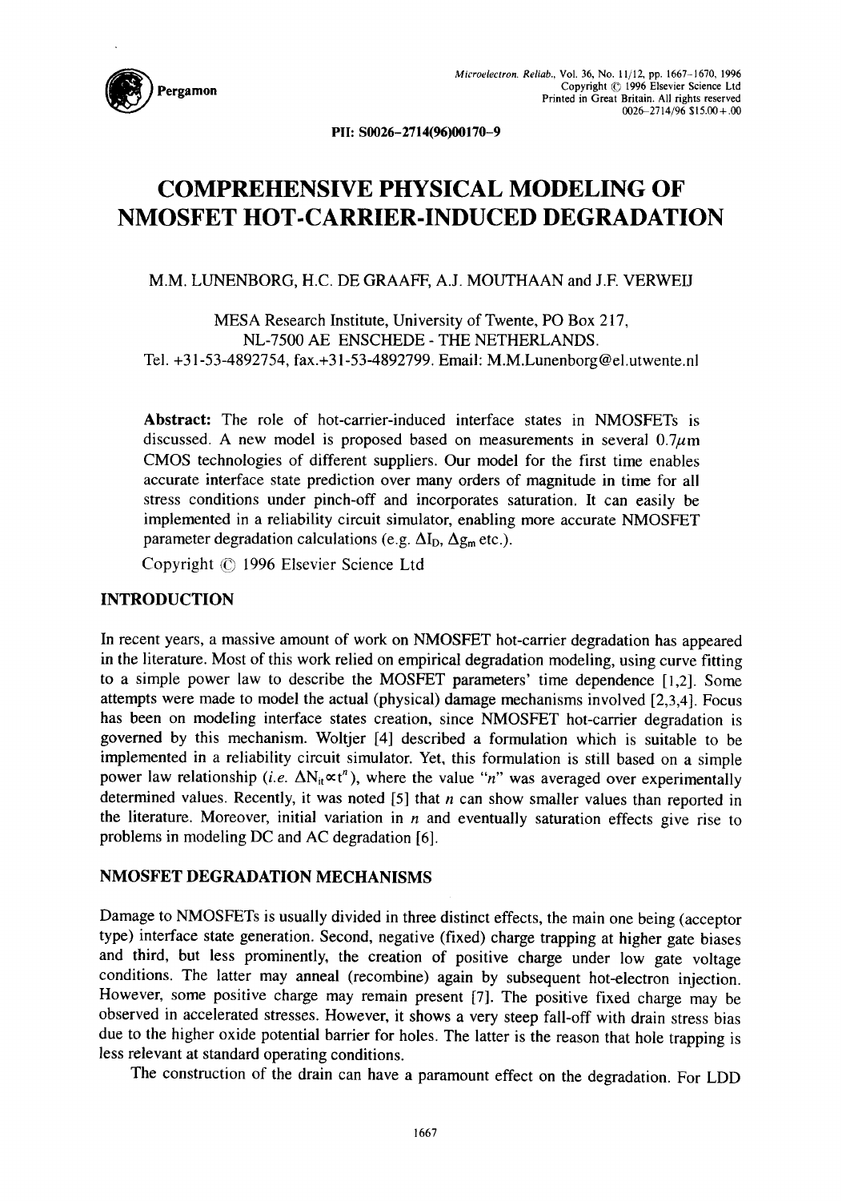PII: S0026-2714(96)00170-9

# COMPREHENSIVE PHYSICAL MODELING OF NMOSFET HOT-CARRIER-INDUCED DEGRADATION

M.M. LUNENBORG, H.C. DE GRAAFF, A.J. MOUTHAAN and J.F. VERWEIJ

MESA Research Institute, University of Twente, PO Box 217, NL-7500 AE ENSCHEDE - THE NETHERLANDS.
Tel. +31-53-4892754, fax.+31-53-4892799. Email: M.M.Lunenborg@el.utwente.nl

**Abstract:** The role of hot-carrier-induced interface states in NMOSFETs is discussed. A new model is proposed based on measurements in several $0.7\mu m$ CMOS technologies of different suppliers. Our model for the first time enables accurate interface state prediction over many orders of magnitude in time for all stress conditions under pinch-off and incorporates saturation. It can easily be implemented in a reliability circuit simulator, enabling more accurate NMOSFET parameter degradation calculations (e.g. $\Delta I_D$, $\Delta g_m$ etc.).

Copyright © 1996 Elsevier Science Ltd

## INTRODUCTION

In recent years, a massive amount of work on NMOSFET hot-carrier degradation has appeared in the literature. Most of this work relied on empirical degradation modeling, using curve fitting to a simple power law to describe the MOSFET parameters' time dependence [1,2]. Some attempts were made to model the actual (physical) damage mechanisms involved [2,3,4]. Focus has been on modeling interface states creation, since NMOSFET hot-carrier degradation is governed by this mechanism. Woltjer [4] described a formulation which is suitable to be implemented in a reliability circuit simulator. Yet, this formulation is still based on a simple power law relationship (*i.e.* $\Delta N_{it} \propto t^n$), where the value "$n$" was averaged over experimentally determined values. Recently, it was noted [5] that $n$ can show smaller values than reported in the literature. Moreover, initial variation in $n$ and eventually saturation effects give rise to problems in modeling DC and AC degradation [6].

## NMOSFET DEGRADATION MECHANISMS

Damage to NMOSFETs is usually divided in three distinct effects, the main one being (acceptor type) interface state generation. Second, negative (fixed) charge trapping at higher gate biases and third, but less prominently, the creation of positive charge under low gate voltage conditions. The latter may anneal (recombine) again by subsequent hot-electron injection. However, some positive charge may remain present [7]. The positive fixed charge may be observed in accelerated stresses. However, it shows a very steep fall-off with drain stress bias due to the higher oxide potential barrier for holes. The latter is the reason that hole trapping is less relevant at standard operating conditions.

The construction of the drain can have a paramount effect on the degradation. For LDD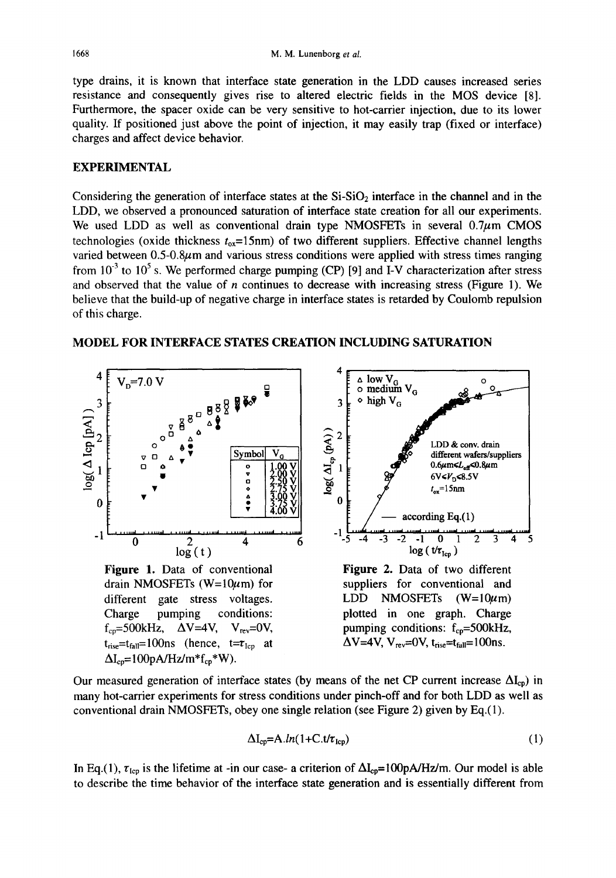type drains, it is known that interface state generation in the LDD causes increased series resistance and consequently gives rise to altered electric fields in the MOS device [8]. Furthermore, the spacer oxide can be very sensitive to hot-carrier injection, due to its lower quality. If positioned just above the point of injection, it may easily trap (fixed or interface) charges and affect device behavior.

## EXPERIMENTAL

Considering the generation of interface states at the Si-$SiO_2$ interface in the channel and in the LDD, we observed a pronounced saturation of interface state creation for all our experiments. We used LDD as well as conventional drain type NMOSFETs in several 0.7$\mu$m CMOS technologies (oxide thickness $t_{ox}$=15nm) of two different suppliers. Effective channel lengths varied between 0.5-0.8$\mu$m and various stress conditions were applied with stress times ranging from $10^{-3}$ to $10^5$ s. We performed charge pumping (CP) [9] and I-V characterization after stress and observed that the value of $n$ continues to decrease with increasing stress (Figure 1). We believe that the build-up of negative charge in interface states is retarded by Coulomb repulsion of this charge.

## MODEL FOR INTERFACE STATES CREATION INCLUDING SATURATION

$V_D$=7.0 V

log( Δ Icp [pA] )

log ( t )

| Symbol | $V_G$ |
|---|---|
| ○ | 1.00 V |
| ▽ | 2.00 V |
| □ | 2.50 V |
| ◇ | 2.75 V |
| △ | 3.00 V |
| ● | 3.75 V |
| ▼ | 4.00 V |

**Figure 1.** Data of conventional drain NMOSFETs (W=10$\mu$m) for different gate stress voltages. Charge pumping conditions: $f_{cp}$=500kHz, $\Delta V$=4V, $V_{rev}$=0V, $t_{rise}$=$t_{fall}$=100ns (hence, t=$\tau_{Icp}$ at $\Delta I_{cp}$=100pA/Hz/m*$f_{cp}$*W).

△ low $V_G$
○ medium $V_G$
◇ high $V_G$

LDD & conv. drain
different wafers/suppliers
0.6$\mu$m<$L_{eff}$<0.8$\mu$m
6V<$V_D$<8.5V
$t_{ox}$=15nm

— according Eq.(1)

log( $\Delta I_{cp}$ (pA) )

log ( $t/\tau_{Icp}$ )

**Figure 2.** Data of two different suppliers for conventional and LDD NMOSFETs (W=10$\mu$m) plotted in one graph. Charge pumping conditions: $f_{cp}$=500kHz, $\Delta V$=4V, $V_{rev}$=0V, $t_{rise}$=$t_{fall}$=100ns.

Our measured generation of interface states (by means of the net CP current increase $\Delta I_{cp}$) in many hot-carrier experiments for stress conditions under pinch-off and for both LDD as well as conventional drain NMOSFETs, obey one single relation (see Figure 2) given by Eq.(1).

$$\Delta I_{cp} = A.\ln(1 + C.t/\tau_{Icp}) \tag{1}$$

In Eq.(1), $\tau_{Icp}$ is the lifetime at -in our case- a criterion of $\Delta I_{cp}$=100pA/Hz/m. Our model is able to describe the time behavior of the interface state generation and is essentially different from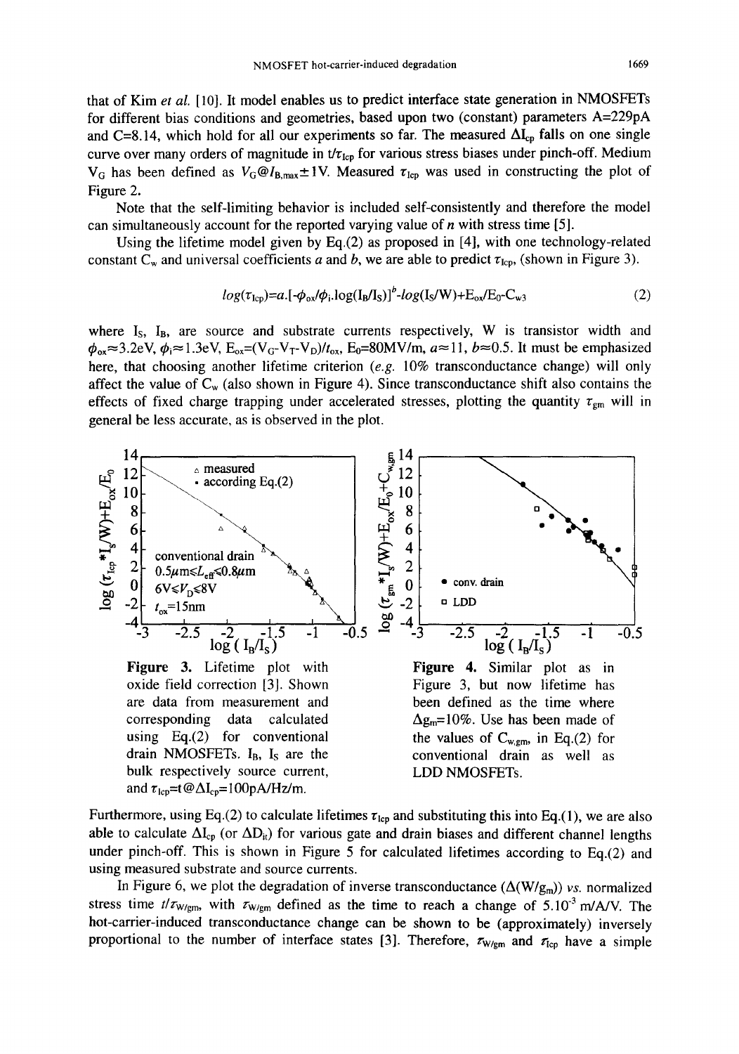that of Kim *et al.* [10]. It model enables us to predict interface state generation in NMOSFETs for different bias conditions and geometries, based upon two (constant) parameters A=229pA and C=8.14, which hold for all our experiments so far. The measured $\Delta I_{cp}$ falls on one single curve over many orders of magnitude in $t/\tau_{Icp}$ for various stress biases under pinch-off. Medium $V_G$ has been defined as $V_G@I_{B,max}\pm 1V$. Measured $\tau_{Icp}$ was used in constructing the plot of Figure 2.

Note that the self-limiting behavior is included self-consistently and therefore the model can simultaneously account for the reported varying value of *n* with stress time [5].

Using the lifetime model given by Eq.(2) as proposed in [4], with one technology-related constant $C_w$ and universal coefficients *a* and *b*, we are able to predict $\tau_{Icp}$, (shown in Figure 3).

$$log(\tau_{Icp})=a.[-\phi_{ox}/\phi_i.\log(I_B/I_S)]^b-log(I_S/W)+E_{ox}/E_0-C_{w3} \quad (2)$$

where $I_S$, $I_B$, are source and substrate currents respectively, W is transistor width and $\phi_{ox}\approx 3.2eV$, $\phi_i\approx 1.3eV$, $E_{ox}=(V_G-V_T-V_D)/t_{ox}$, $E_0$=80MV/m, $a\approx 11$, $b\approx 0.5$. It must be emphasized here, that choosing another lifetime criterion (*e.g.* 10% transconductance change) will only affect the value of $C_w$ (also shown in Figure 4). Since transconductance shift also contains the effects of fixed charge trapping under accelerated stresses, plotting the quantity $\tau_{gm}$ will in general be less accurate, as is observed in the plot.

△ measured
• according Eq.(2)
conventional drain
$0.5\mu m \leq L_{eff} \leq 0.8\mu m$
$6V \leq V_D \leq 8V$
$t_{ox}$=15nm
$\log(\tau_{Icp} * I_S/W)+E_{ox}/E_0$
$\log(I_B/I_S)$
14 12 10 8 6 4 2 0 -2 -4
-3 -2.5 -2 -1.5 -1 -0.5

**Figure 3.** Lifetime plot with oxide field correction [3]. Shown are data from measurement and corresponding data calculated using Eq.(2) for conventional drain NMOSFETs. $I_B$, $I_S$ are the bulk respectively source current, and $\tau_{Icp}$=t@$\Delta I_{cp}$=100pA/Hz/m.

• conv. drain
□ LDD
$\log(\tau_{gm} * I_S/W)+E_{ox}/E_0+C_{w,gm}$
$\log(I_B/I_S)$
14 12 10 8 6 4 2 0 -2 -4
-3 -2.5 -2 -1.5 -1 -0.5

**Figure 4.** Similar plot as in Figure 3, but now lifetime has been defined as the time where $\Delta g_m$=10%. Use has been made of the values of $C_{w,gm}$ in Eq.(2) for conventional drain as well as LDD NMOSFETs.

Furthermore, using Eq.(2) to calculate lifetimes $\tau_{Icp}$ and substituting this into Eq.(1), we are also able to calculate $\Delta I_{cp}$ (or $\Delta D_{it}$) for various gate and drain biases and different channel lengths under pinch-off. This is shown in Figure 5 for calculated lifetimes according to Eq.(2) and using measured substrate and source currents.

In Figure 6, we plot the degradation of inverse transconductance ($\Delta(W/g_m)$) *vs.* normalized stress time $t/\tau_{W/gm}$, with $\tau_{W/gm}$ defined as the time to reach a change of $5.10^{-3}$ m/A/V. The hot-carrier-induced transconductance change can be shown to be (approximately) inversely proportional to the number of interface states [3]. Therefore, $\tau_{W/gm}$ and $\tau_{Icp}$ have a simple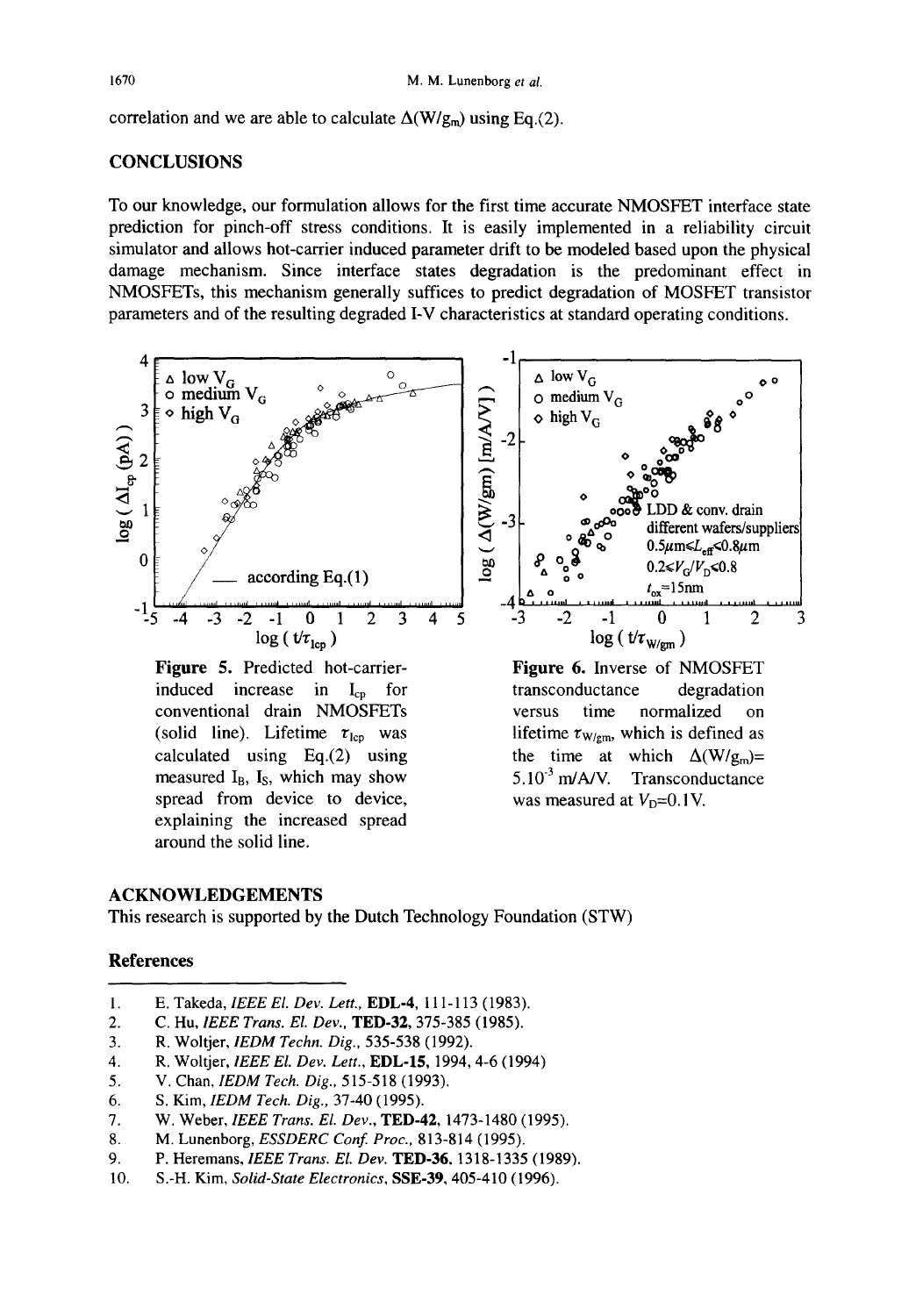correlation and we are able to calculate $\Delta(W/g_m)$ using Eq.(2).

## CONCLUSIONS

To our knowledge, our formulation allows for the first time accurate NMOSFET interface state prediction for pinch-off stress conditions. It is easily implemented in a reliability circuit simulator and allows hot-carrier induced parameter drift to be modeled based upon the physical damage mechanism. Since interface states degradation is the predominant effect in NMOSFETs, this mechanism generally suffices to predict degradation of MOSFET transistor parameters and of the resulting degraded I-V characteristics at standard operating conditions.

Δ low $V_G$
o medium $V_G$
◇ high $V_G$
— according Eq.(1)
log ( $\Delta I_{cp}$ (pA) )
log ( $t/\tau_{Icp}$ )
4 3 2 1 0 -1
-5 -4 -3 -2 -1 0 1 2 3 4 5

**Figure 5.** Predicted hot-carrier-induced increase in $I_{cp}$ for conventional drain NMOSFETs (solid line). Lifetime $\tau_{Icp}$ was calculated using Eq.(2) using measured $I_B$, $I_S$, which may show spread from device to device, explaining the increased spread around the solid line.

Δ low $V_G$
o medium $V_G$
◇ high $V_G$
LDD & conv. drain
different wafers/suppliers
$0.5\mu m < L_{eff} < 0.8\mu m$
$0.2 < V_G/V_D < 0.8$
$t_{ox}$=15nm
log ( $\Delta(W/gm)$ [m/A/V] )
log ( $t/\tau_{W/gm}$ )
-1 -2 -3 -4
-3 -2 -1 0 1 2 3

**Figure 6.** Inverse of NMOSFET transconductance degradation versus time normalized on lifetime $\tau_{W/gm}$, which is defined as the time at which $\Delta(W/g_m)$= $5.10^{-3}$ m/A/V. Transconductance was measured at $V_D$=0.1V.

## ACKNOWLEDGEMENTS

This research is supported by the Dutch Technology Foundation (STW)

## References

1. E. Takeda, *IEEE El. Dev. Lett.*, **EDL-4**, 111-113 (1983).
2. C. Hu, *IEEE Trans. El. Dev.*, **TED-32**, 375-385 (1985).
3. R. Woltjer, *IEDM Techn. Dig.*, 535-538 (1992).
4. R. Woltjer, *IEEE El. Dev. Lett.*, **EDL-15**, 1994, 4-6 (1994)
5. V. Chan, *IEDM Tech. Dig.*, 515-518 (1993).
6. S. Kim, *IEDM Tech. Dig.*, 37-40 (1995).
7. W. Weber, *IEEE Trans. El. Dev.*, **TED-42**, 1473-1480 (1995).
8. M. Lunenborg, *ESSDERC Conf. Proc.*, 813-814 (1995).
9. P. Heremans, *IEEE Trans. El. Dev.* **TED-36**, 1318-1335 (1989).
10. S.-H. Kim, *Solid-State Electronics*, **SSE-39**, 405-410 (1996).